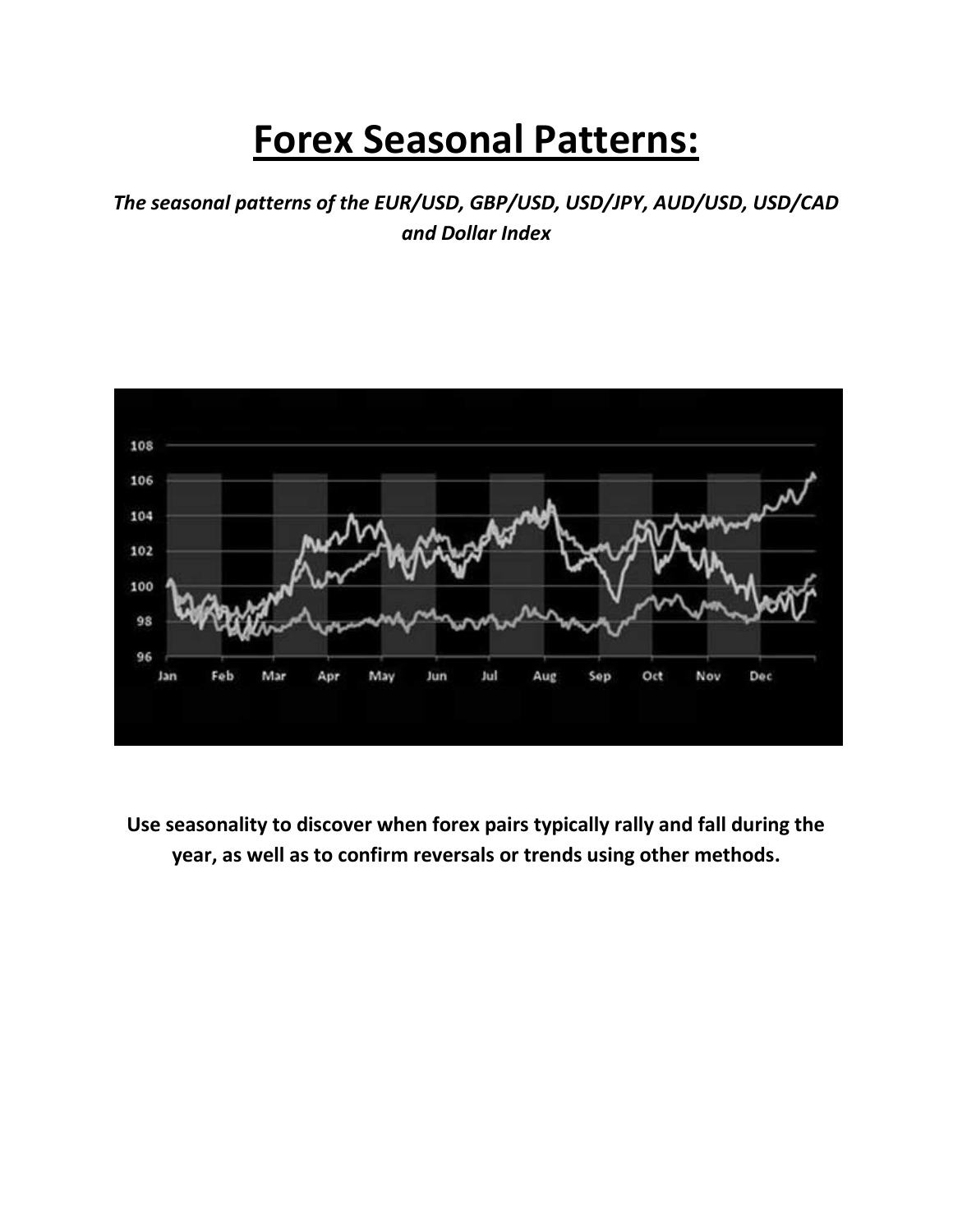# Forex Seasonal Patterns:

*The seasonal patterns of the EUR/USD, GBP/USD, USD/JPY, AUD/USD, USD/CAD and Dollar Index*

**Use seasonality to discover when forex pairs typically rally and fall during the year, as well as to confirm reversals or trends using other methods.**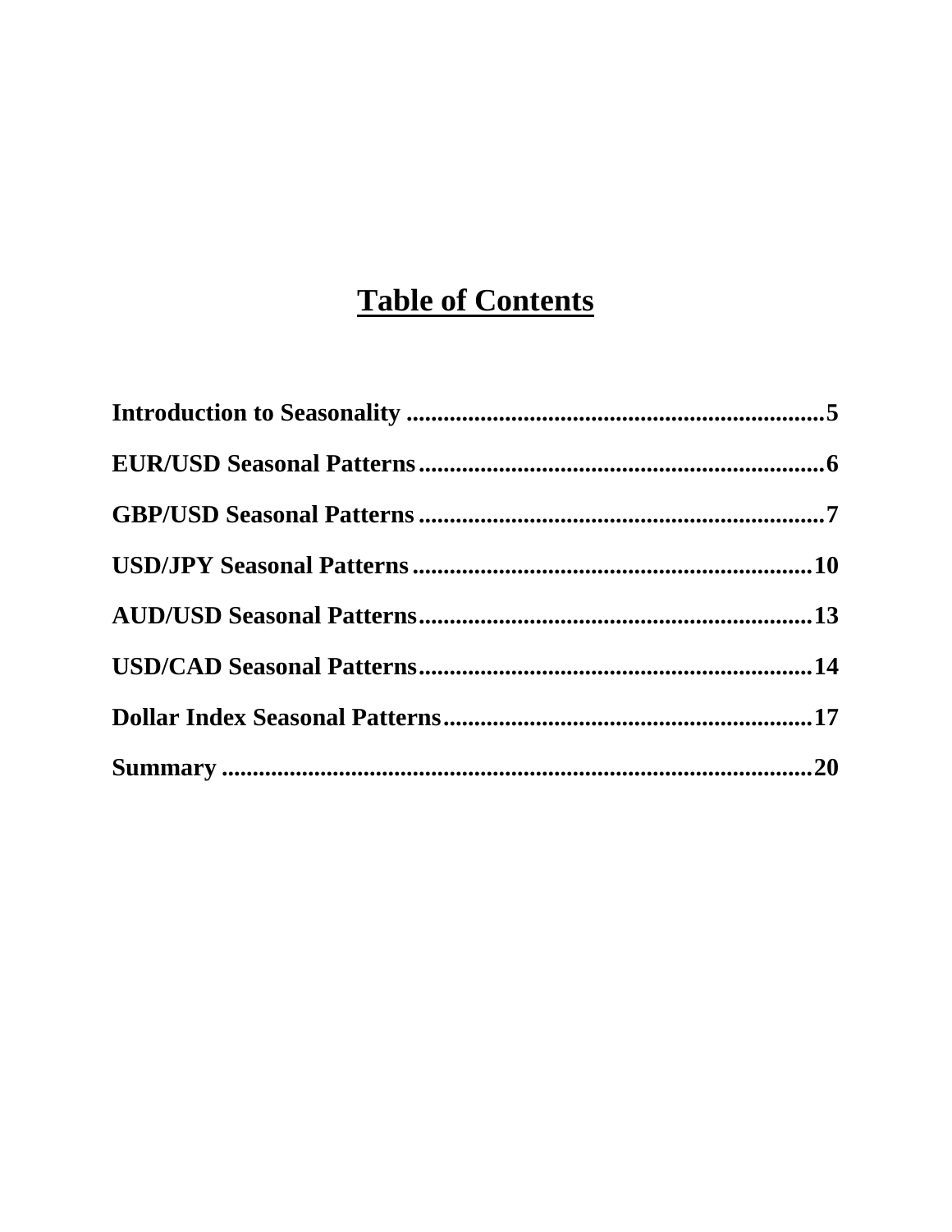# Table of Contents

**Introduction to Seasonality ....................................................................5**

**EUR/USD Seasonal Patterns..................................................................6**

**GBP/USD Seasonal Patterns..................................................................7**

**USD/JPY Seasonal Patterns.................................................................10**

**AUD/USD Seasonal Patterns................................................................13**

**USD/CAD Seasonal Patterns................................................................14**

**Dollar Index Seasonal Patterns............................................................17**

**Summary ................................................................................................20**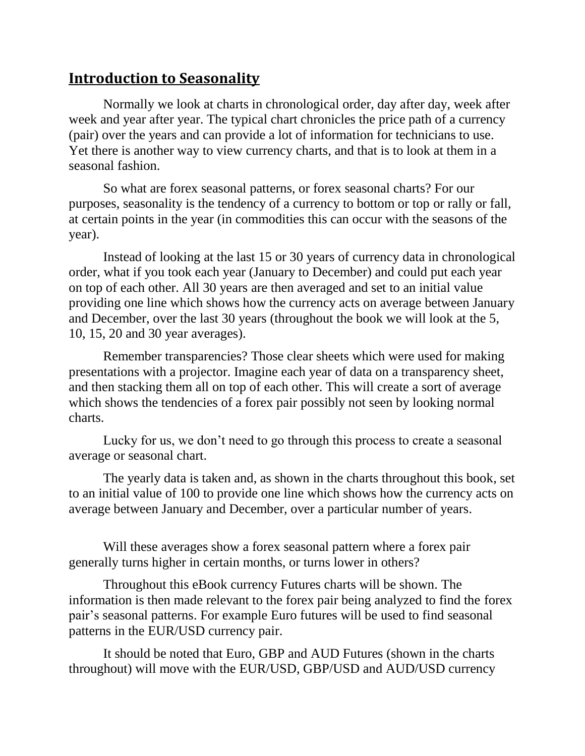## Introduction to Seasonality

Normally we look at charts in chronological order, day after day, week after week and year after year. The typical chart chronicles the price path of a currency (pair) over the years and can provide a lot of information for technicians to use. Yet there is another way to view currency charts, and that is to look at them in a seasonal fashion.

So what are forex seasonal patterns, or forex seasonal charts? For our purposes, seasonality is the tendency of a currency to bottom or top or rally or fall, at certain points in the year (in commodities this can occur with the seasons of the year).

Instead of looking at the last 15 or 30 years of currency data in chronological order, what if you took each year (January to December) and could put each year on top of each other. All 30 years are then averaged and set to an initial value providing one line which shows how the currency acts on average between January and December, over the last 30 years (throughout the book we will look at the 5, 10, 15, 20 and 30 year averages).

Remember transparencies? Those clear sheets which were used for making presentations with a projector. Imagine each year of data on a transparency sheet, and then stacking them all on top of each other. This will create a sort of average which shows the tendencies of a forex pair possibly not seen by looking normal charts.

Lucky for us, we don't need to go through this process to create a seasonal average or seasonal chart.

The yearly data is taken and, as shown in the charts throughout this book, set to an initial value of 100 to provide one line which shows how the currency acts on average between January and December, over a particular number of years.

Will these averages show a forex seasonal pattern where a forex pair generally turns higher in certain months, or turns lower in others?

Throughout this eBook currency Futures charts will be shown. The information is then made relevant to the forex pair being analyzed to find the forex pair's seasonal patterns. For example Euro futures will be used to find seasonal patterns in the EUR/USD currency pair.

It should be noted that Euro, GBP and AUD Futures (shown in the charts throughout) will move with the EUR/USD, GBP/USD and AUD/USD currency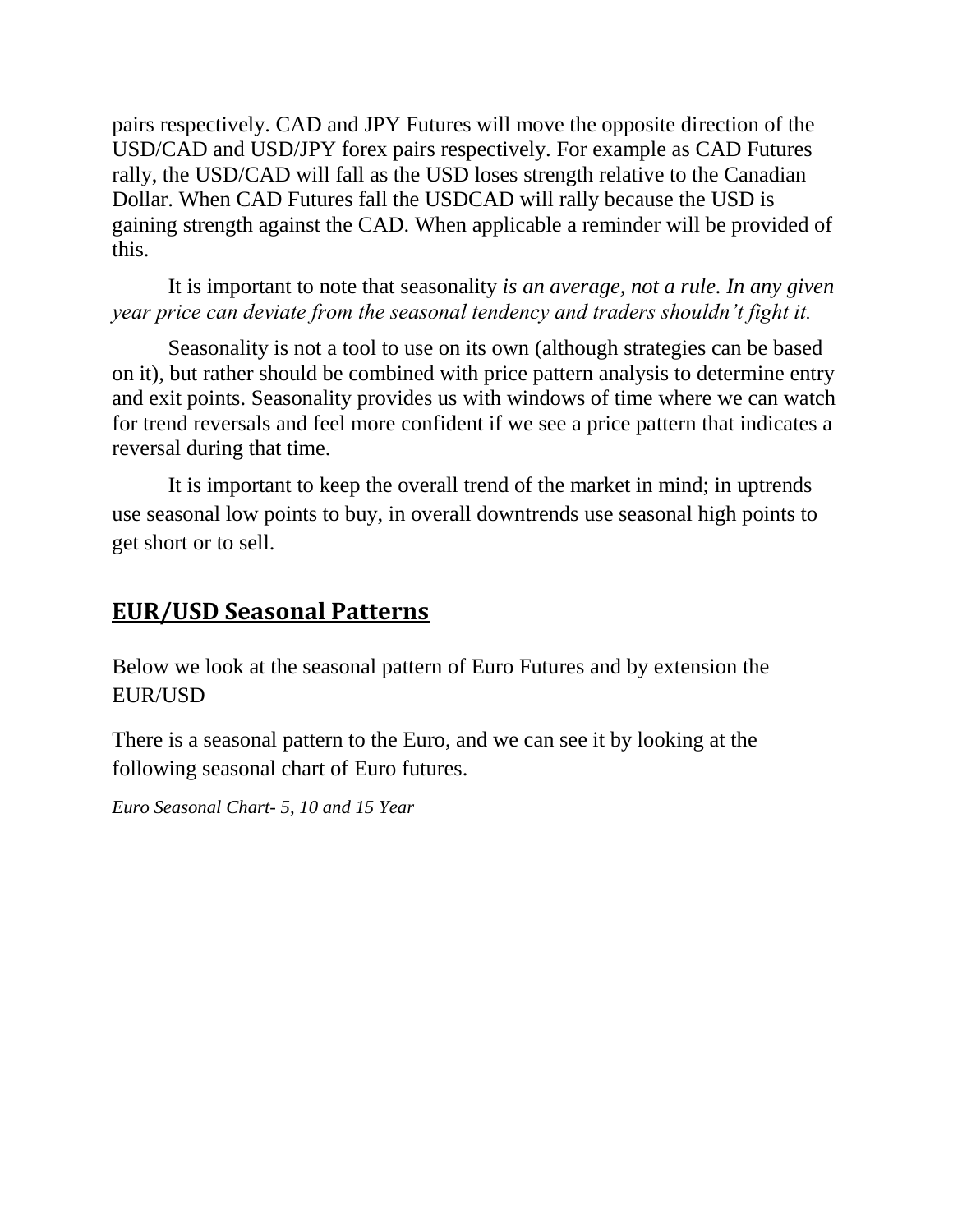pairs respectively. CAD and JPY Futures will move the opposite direction of the USD/CAD and USD/JPY forex pairs respectively. For example as CAD Futures rally, the USD/CAD will fall as the USD loses strength relative to the Canadian Dollar. When CAD Futures fall the USDCAD will rally because the USD is gaining strength against the CAD. When applicable a reminder will be provided of this.

It is important to note that seasonality *is an average, not a rule. In any given year price can deviate from the seasonal tendency and traders shouldn't fight it.*

Seasonality is not a tool to use on its own (although strategies can be based on it), but rather should be combined with price pattern analysis to determine entry and exit points. Seasonality provides us with windows of time where we can watch for trend reversals and feel more confident if we see a price pattern that indicates a reversal during that time.

It is important to keep the overall trend of the market in mind; in uptrends use seasonal low points to buy, in overall downtrends use seasonal high points to get short or to sell.

## EUR/USD Seasonal Patterns

Below we look at the seasonal pattern of Euro Futures and by extension the EUR/USD

There is a seasonal pattern to the Euro, and we can see it by looking at the following seasonal chart of Euro futures.

*Euro Seasonal Chart- 5, 10 and 15 Year*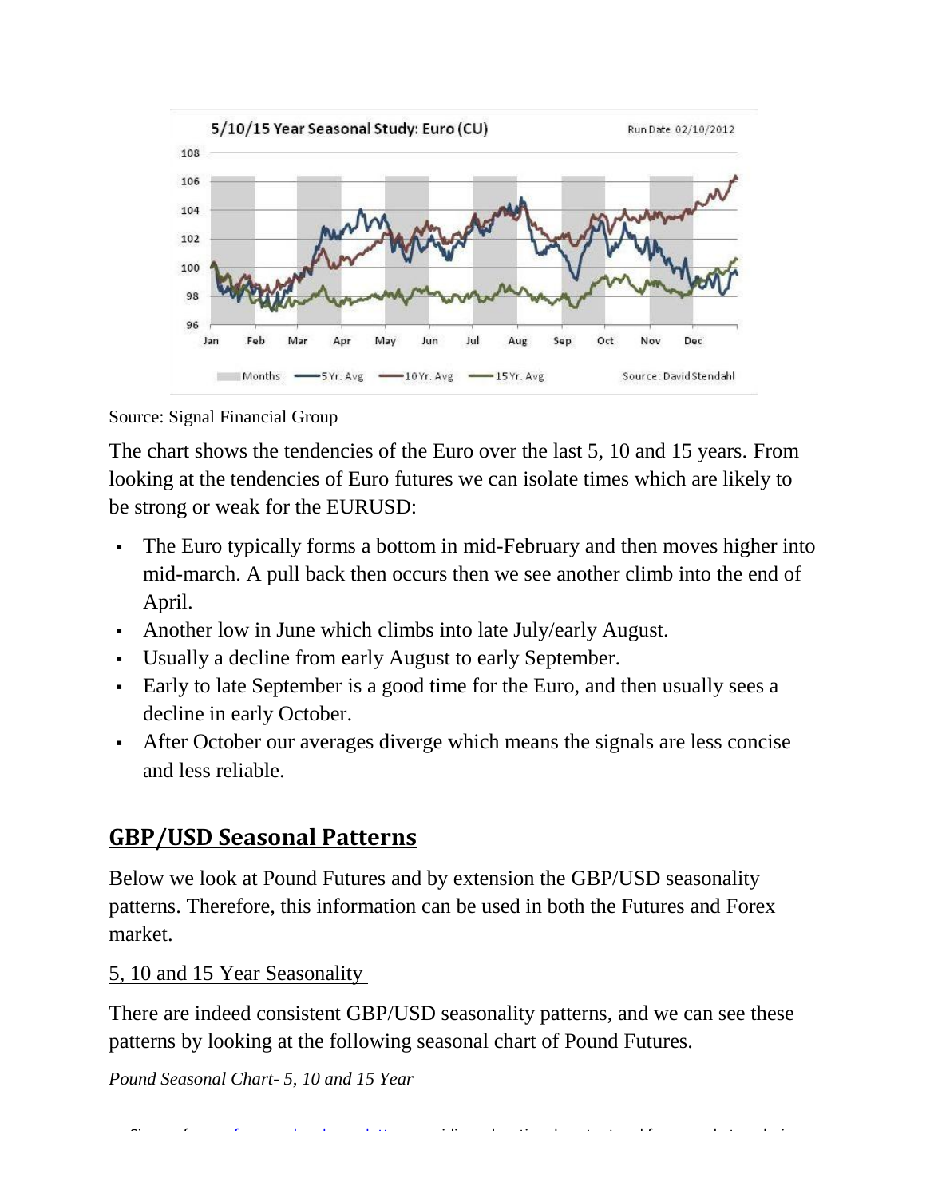Source: Signal Financial Group

The chart shows the tendencies of the Euro over the last 5, 10 and 15 years. From looking at the tendencies of Euro futures we can isolate times which are likely to be strong or weak for the EURUSD:

- The Euro typically forms a bottom in mid-February and then moves higher into mid-march. A pull back then occurs then we see another climb into the end of April.
- Another low in June which climbs into late July/early August.
- Usually a decline from early August to early September.
- Early to late September is a good time for the Euro, and then usually sees a decline in early October.
- After October our averages diverge which means the signals are less concise and less reliable.

## GBP/USD Seasonal Patterns

Below we look at Pound Futures and by extension the GBP/USD seasonality patterns. Therefore, this information can be used in both the Futures and Forex market.

5, 10 and 15 Year Seasonality

There are indeed consistent GBP/USD seasonality patterns, and we can see these patterns by looking at the following seasonal chart of Pound Futures.

*Pound Seasonal Chart- 5, 10 and 15 Year*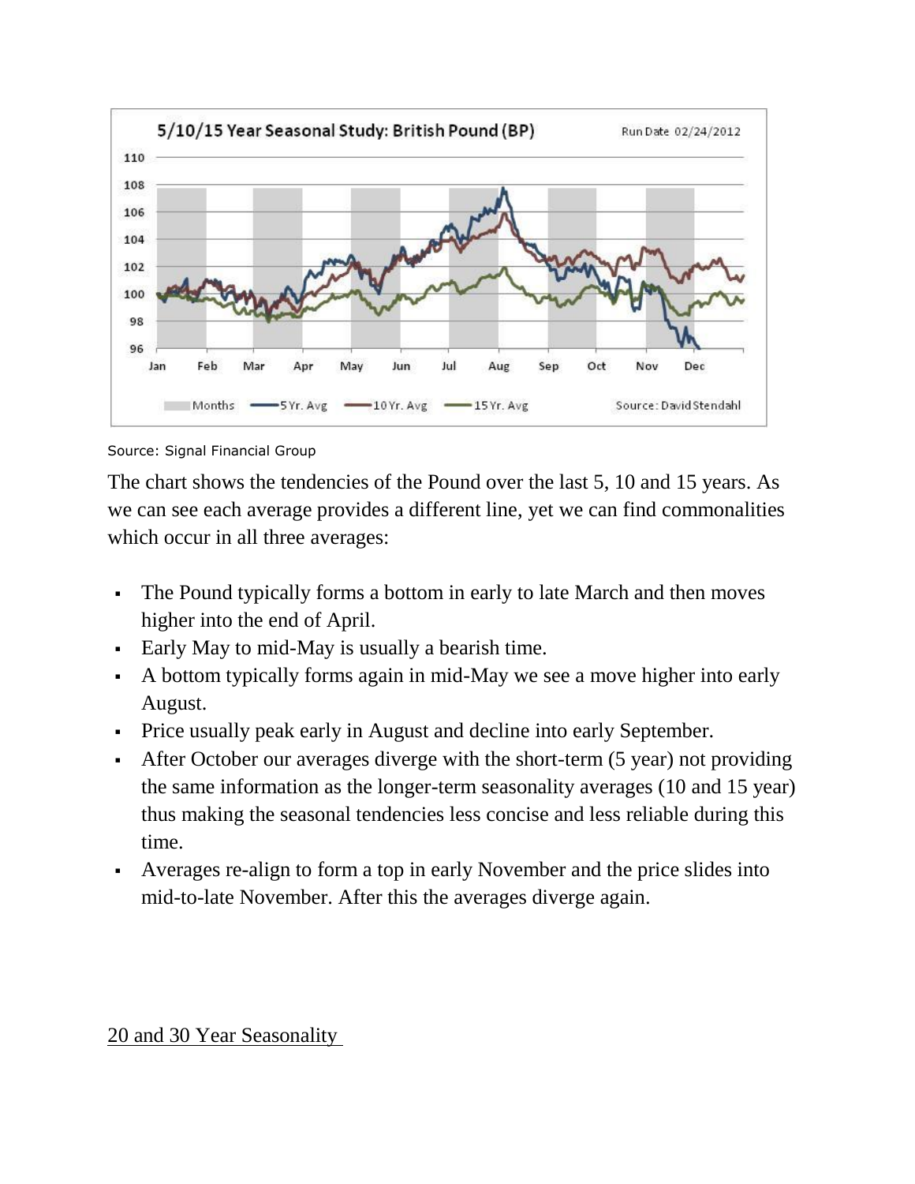Source: Signal Financial Group

The chart shows the tendencies of the Pound over the last 5, 10 and 15 years. As we can see each average provides a different line, yet we can find commonalities which occur in all three averages:

- The Pound typically forms a bottom in early to late March and then moves higher into the end of April.
- Early May to mid-May is usually a bearish time.
- A bottom typically forms again in mid-May we see a move higher into early August.
- Price usually peak early in August and decline into early September.
- After October our averages diverge with the short-term (5 year) not providing the same information as the longer-term seasonality averages (10 and 15 year) thus making the seasonal tendencies less concise and less reliable during this time.
- Averages re-align to form a top in early November and the price slides into mid-to-late November. After this the averages diverge again.

## 20 and 30 Year Seasonality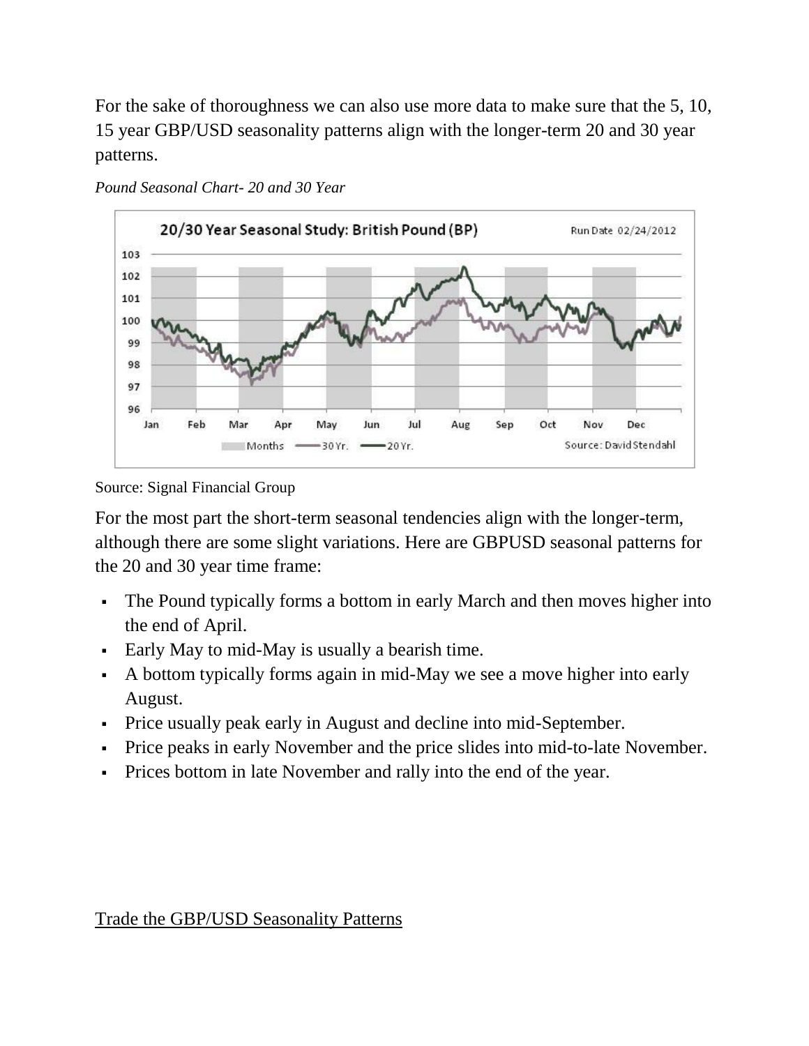For the sake of thoroughness we can also use more data to make sure that the 5, 10, 15 year GBP/USD seasonality patterns align with the longer-term 20 and 30 year patterns.

*Pound Seasonal Chart- 20 and 30 Year*

Source: Signal Financial Group

For the most part the short-term seasonal tendencies align with the longer-term, although there are some slight variations. Here are GBPUSD seasonal patterns for the 20 and 30 year time frame:

- The Pound typically forms a bottom in early March and then moves higher into the end of April.
- Early May to mid-May is usually a bearish time.
- A bottom typically forms again in mid-May we see a move higher into early August.
- Price usually peak early in August and decline into mid-September.
- Price peaks in early November and the price slides into mid-to-late November.
- Prices bottom in late November and rally into the end of the year.

## Trade the GBP/USD Seasonality Patterns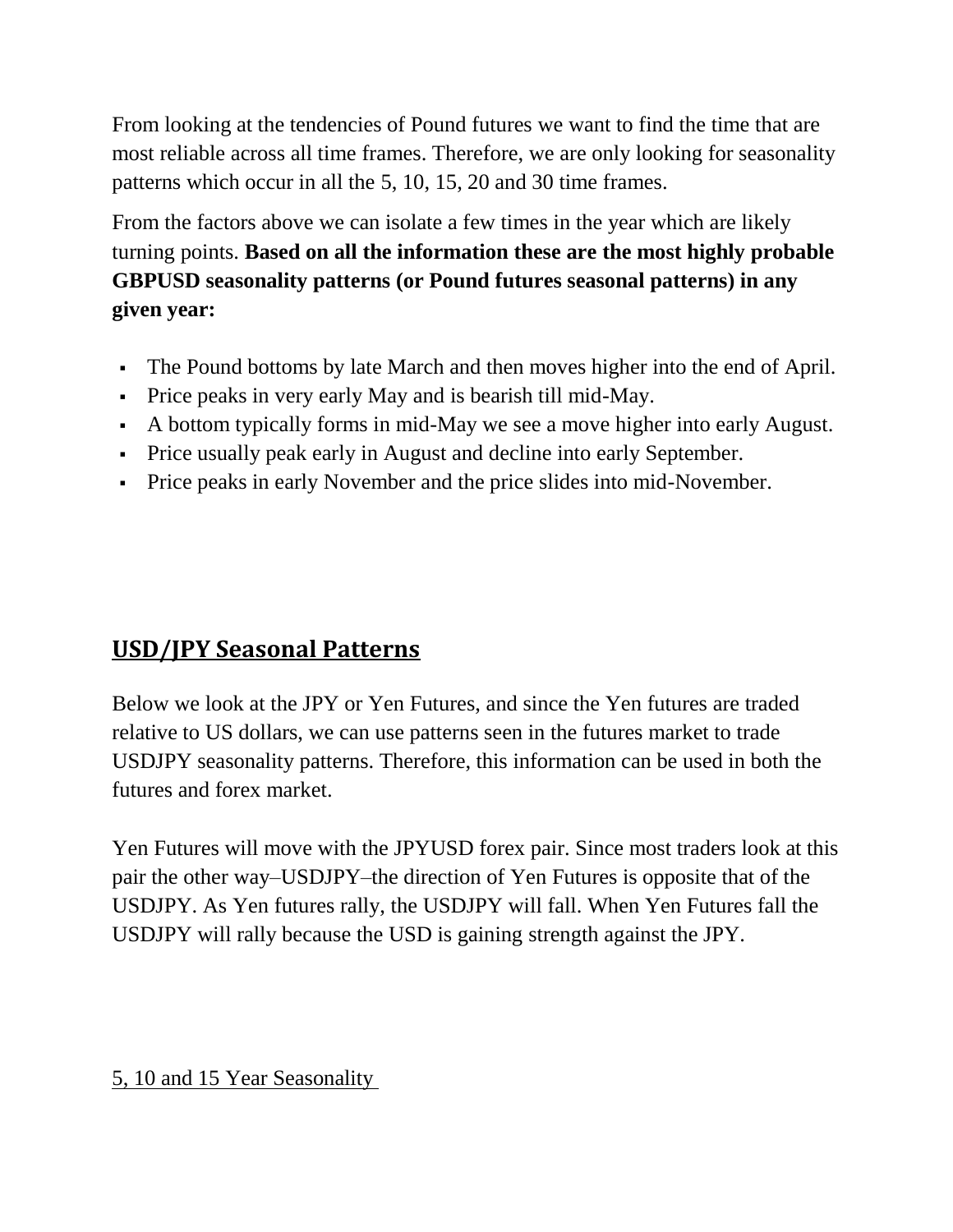From looking at the tendencies of Pound futures we want to find the time that are most reliable across all time frames. Therefore, we are only looking for seasonality patterns which occur in all the 5, 10, 15, 20 and 30 time frames.

From the factors above we can isolate a few times in the year which are likely turning points. **Based on all the information these are the most highly probable GBPUSD seasonality patterns (or Pound futures seasonal patterns) in any given year:**

- The Pound bottoms by late March and then moves higher into the end of April.
- Price peaks in very early May and is bearish till mid-May.
- A bottom typically forms in mid-May we see a move higher into early August.
- Price usually peak early in August and decline into early September.
- Price peaks in early November and the price slides into mid-November.

## USD/JPY Seasonal Patterns

Below we look at the JPY or Yen Futures, and since the Yen futures are traded relative to US dollars, we can use patterns seen in the futures market to trade USDJPY seasonality patterns. Therefore, this information can be used in both the futures and forex market.

Yen Futures will move with the JPYUSD forex pair. Since most traders look at this pair the other way–USDJPY–the direction of Yen Futures is opposite that of the USDJPY. As Yen futures rally, the USDJPY will fall. When Yen Futures fall the USDJPY will rally because the USD is gaining strength against the JPY.

5, 10 and 15 Year Seasonality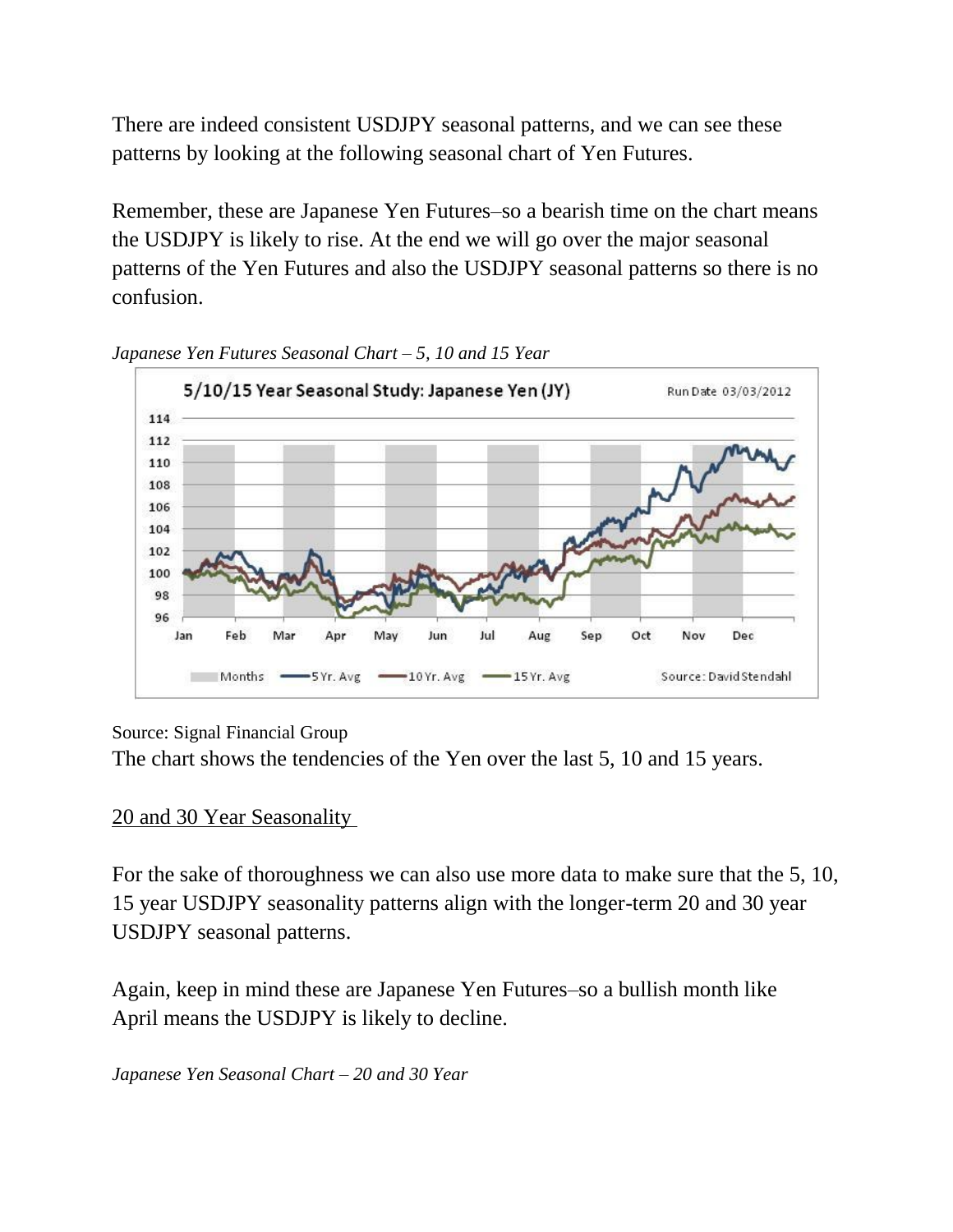There are indeed consistent USDJPY seasonal patterns, and we can see these patterns by looking at the following seasonal chart of Yen Futures.

Remember, these are Japanese Yen Futures–so a bearish time on the chart means the USDJPY is likely to rise. At the end we will go over the major seasonal patterns of the Yen Futures and also the USDJPY seasonal patterns so there is no confusion.

*Japanese Yen Futures Seasonal Chart – 5, 10 and 15 Year*

Source: Signal Financial Group

The chart shows the tendencies of the Yen over the last 5, 10 and 15 years.

## 20 and 30 Year Seasonality

For the sake of thoroughness we can also use more data to make sure that the 5, 10, 15 year USDJPY seasonality patterns align with the longer-term 20 and 30 year USDJPY seasonal patterns.

Again, keep in mind these are Japanese Yen Futures–so a bullish month like April means the USDJPY is likely to decline.

*Japanese Yen Seasonal Chart – 20 and 30 Year*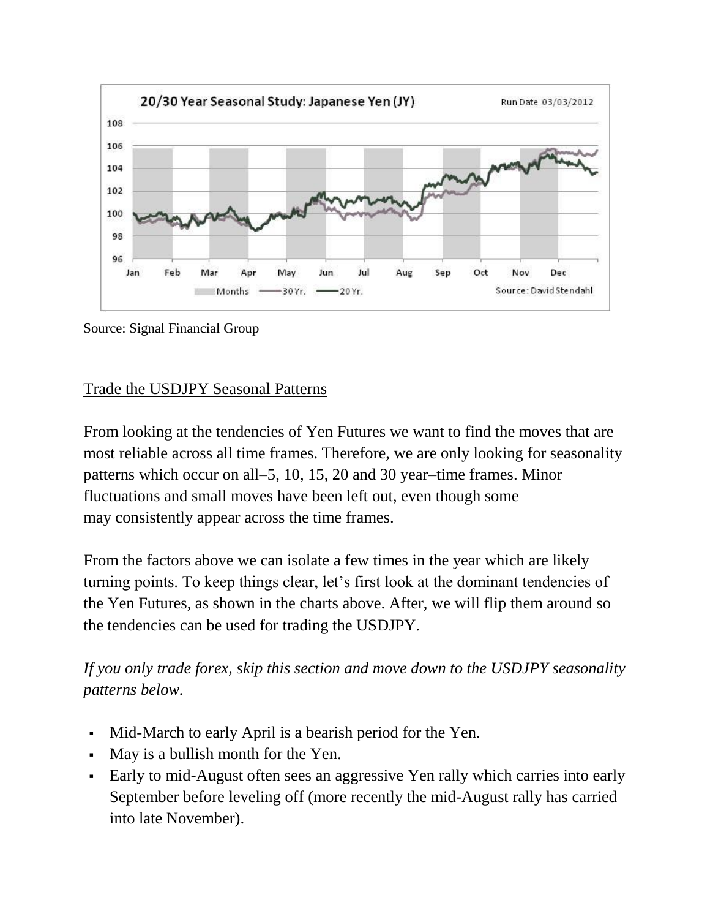Source: Signal Financial Group

## Trade the USDJPY Seasonal Patterns

From looking at the tendencies of Yen Futures we want to find the moves that are most reliable across all time frames. Therefore, we are only looking for seasonality patterns which occur on all–5, 10, 15, 20 and 30 year–time frames. Minor fluctuations and small moves have been left out, even though some may consistently appear across the time frames.

From the factors above we can isolate a few times in the year which are likely turning points. To keep things clear, let's first look at the dominant tendencies of the Yen Futures, as shown in the charts above. After, we will flip them around so the tendencies can be used for trading the USDJPY.

*If you only trade forex, skip this section and move down to the USDJPY seasonality patterns below.*

- Mid-March to early April is a bearish period for the Yen.
- May is a bullish month for the Yen.
- Early to mid-August often sees an aggressive Yen rally which carries into early September before leveling off (more recently the mid-August rally has carried into late November).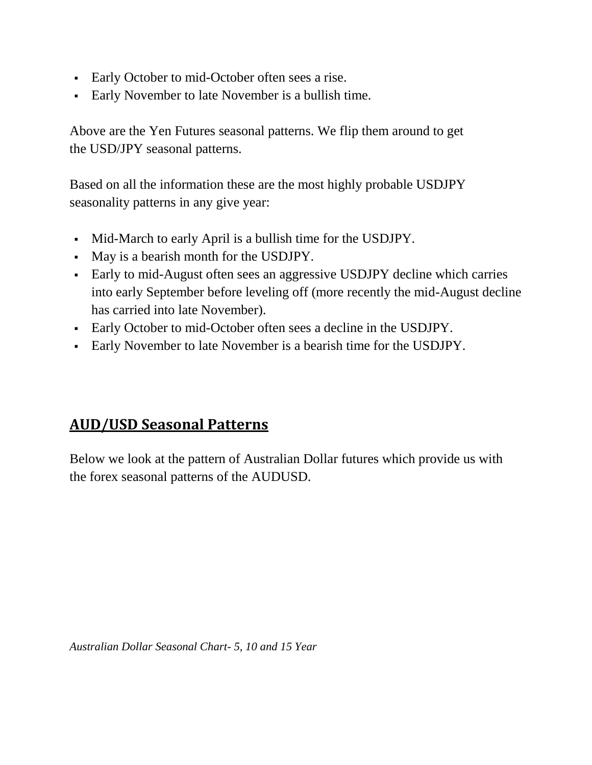- Early October to mid-October often sees a rise.
- Early November to late November is a bullish time.

Above are the Yen Futures seasonal patterns. We flip them around to get the USD/JPY seasonal patterns.

Based on all the information these are the most highly probable USDJPY seasonality patterns in any give year:

- Mid-March to early April is a bullish time for the USDJPY.
- May is a bearish month for the USDJPY.
- Early to mid-August often sees an aggressive USDJPY decline which carries into early September before leveling off (more recently the mid-August decline has carried into late November).
- Early October to mid-October often sees a decline in the USDJPY.
- Early November to late November is a bearish time for the USDJPY.

## AUD/USD Seasonal Patterns

Below we look at the pattern of Australian Dollar futures which provide us with the forex seasonal patterns of the AUDUSD.

*Australian Dollar Seasonal Chart- 5, 10 and 15 Year*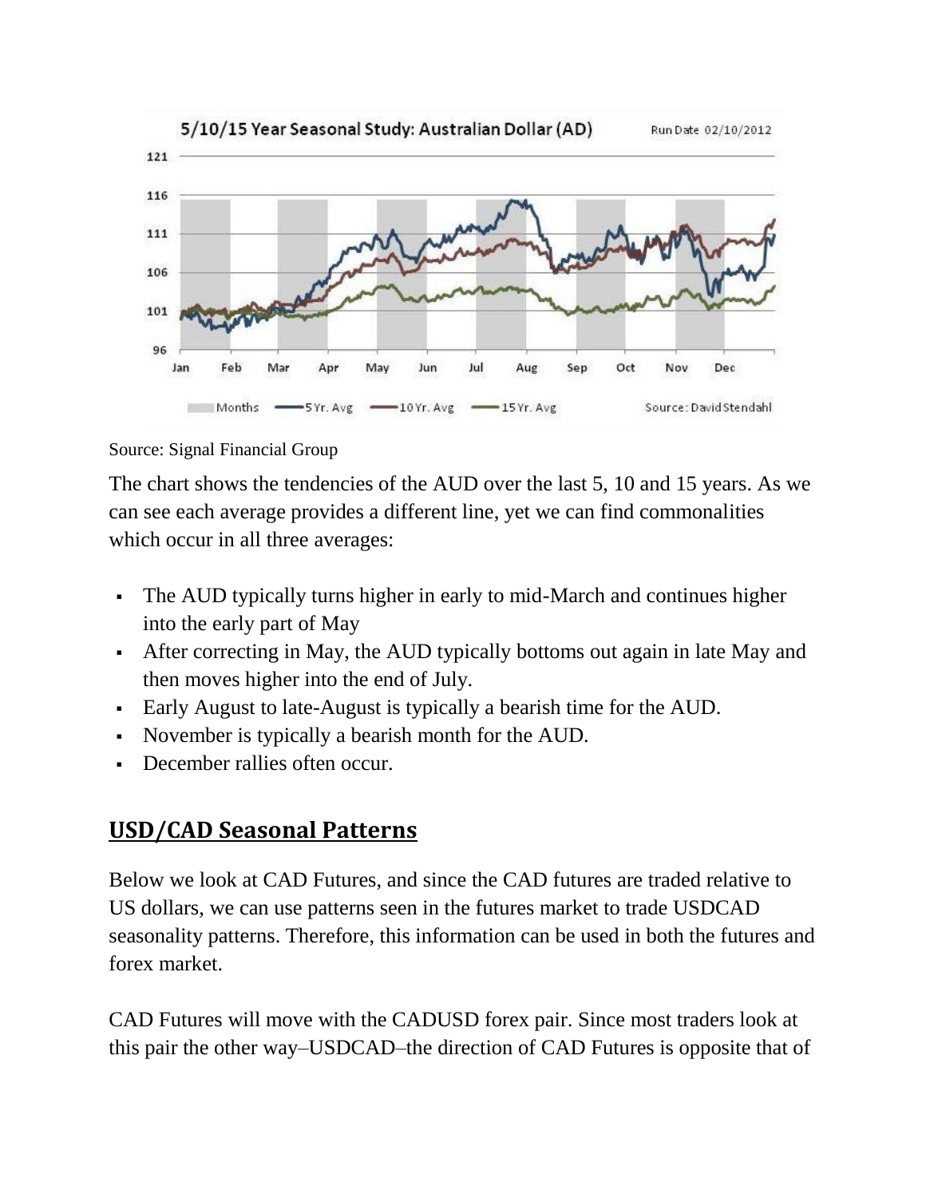Source: Signal Financial Group

The chart shows the tendencies of the AUD over the last 5, 10 and 15 years. As we can see each average provides a different line, yet we can find commonalities which occur in all three averages:

- The AUD typically turns higher in early to mid-March and continues higher into the early part of May
- After correcting in May, the AUD typically bottoms out again in late May and then moves higher into the end of July.
- Early August to late-August is typically a bearish time for the AUD.
- November is typically a bearish month for the AUD.
- December rallies often occur.

## USD/CAD Seasonal Patterns

Below we look at CAD Futures, and since the CAD futures are traded relative to US dollars, we can use patterns seen in the futures market to trade USDCAD seasonality patterns. Therefore, this information can be used in both the futures and forex market.

CAD Futures will move with the CADUSD forex pair. Since most traders look at this pair the other way–USDCAD–the direction of CAD Futures is opposite that of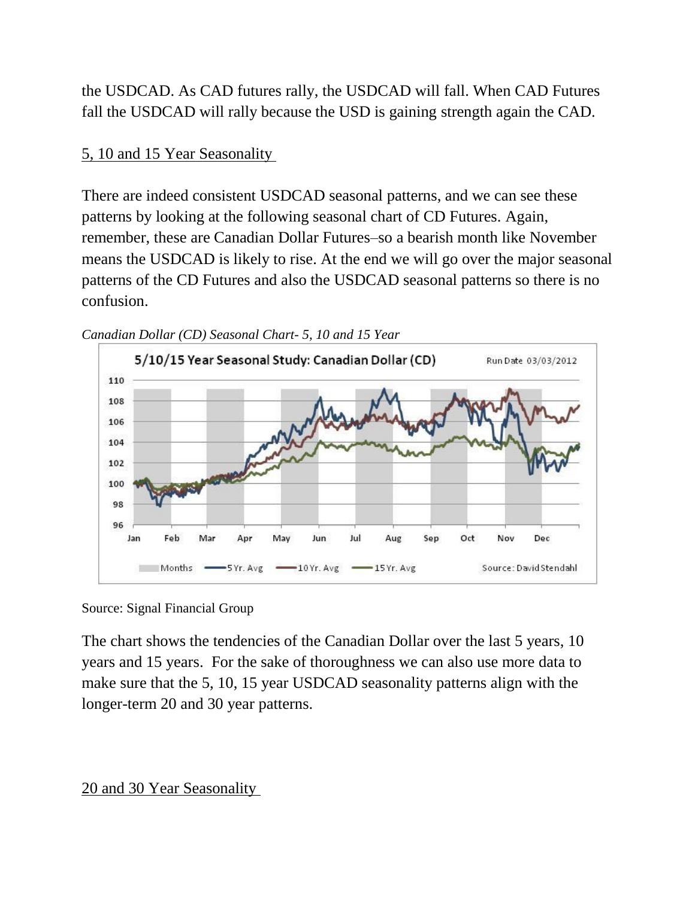the USDCAD. As CAD futures rally, the USDCAD will fall. When CAD Futures fall the USDCAD will rally because the USD is gaining strength again the CAD.

## 5, 10 and 15 Year Seasonality

There are indeed consistent USDCAD seasonal patterns, and we can see these patterns by looking at the following seasonal chart of CD Futures. Again, remember, these are Canadian Dollar Futures–so a bearish month like November means the USDCAD is likely to rise. At the end we will go over the major seasonal patterns of the CD Futures and also the USDCAD seasonal patterns so there is no confusion.

*Canadian Dollar (CD) Seasonal Chart- 5, 10 and 15 Year*

Source: Signal Financial Group

The chart shows the tendencies of the Canadian Dollar over the last 5 years, 10 years and 15 years. For the sake of thoroughness we can also use more data to make sure that the 5, 10, 15 year USDCAD seasonality patterns align with the longer-term 20 and 30 year patterns.

## 20 and 30 Year Seasonality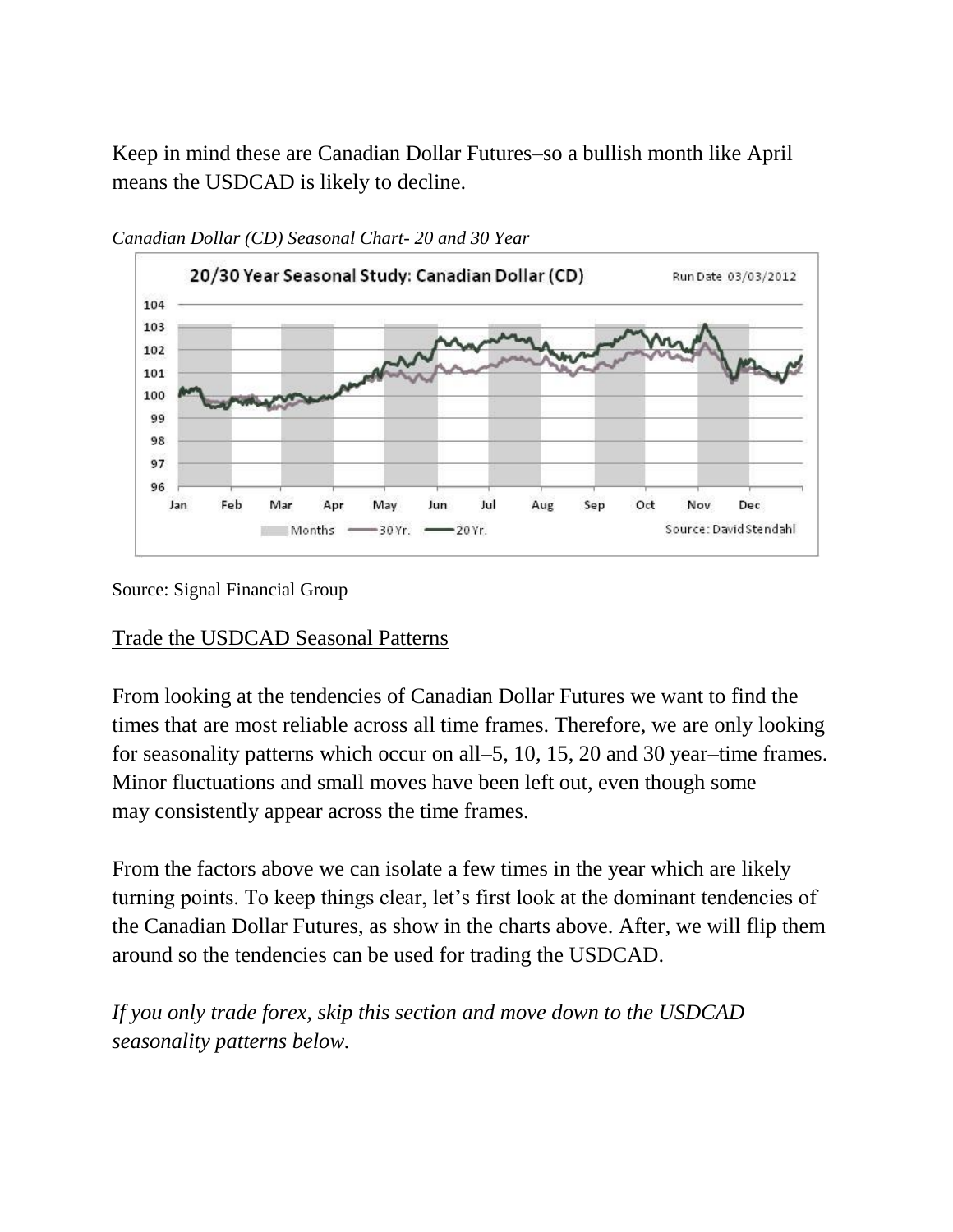Keep in mind these are Canadian Dollar Futures–so a bullish month like April means the USDCAD is likely to decline.

*Canadian Dollar (CD) Seasonal Chart- 20 and 30 Year*

Source: Signal Financial Group

## Trade the USDCAD Seasonal Patterns

From looking at the tendencies of Canadian Dollar Futures we want to find the times that are most reliable across all time frames. Therefore, we are only looking for seasonality patterns which occur on all–5, 10, 15, 20 and 30 year–time frames. Minor fluctuations and small moves have been left out, even though some may consistently appear across the time frames.

From the factors above we can isolate a few times in the year which are likely turning points. To keep things clear, let's first look at the dominant tendencies of the Canadian Dollar Futures, as show in the charts above. After, we will flip them around so the tendencies can be used for trading the USDCAD.

*If you only trade forex, skip this section and move down to the USDCAD seasonality patterns below.*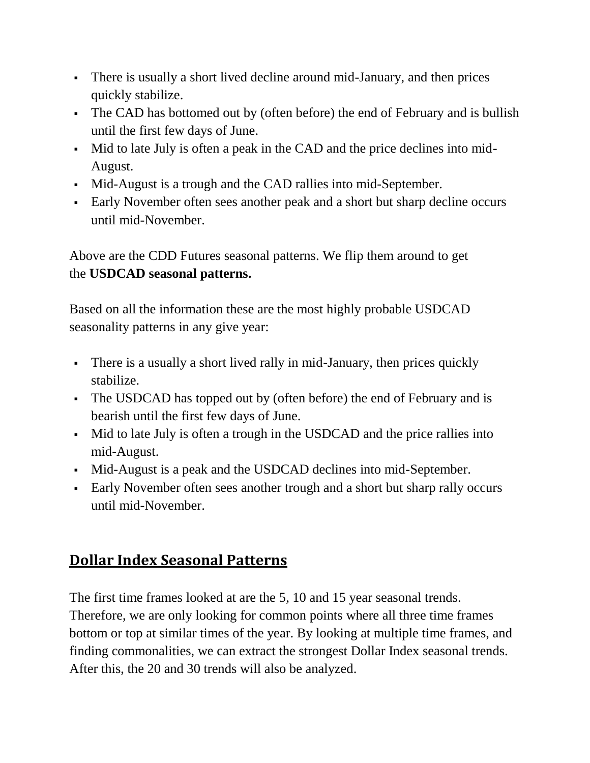- There is usually a short lived decline around mid-January, and then prices quickly stabilize.
- The CAD has bottomed out by (often before) the end of February and is bullish until the first few days of June.
- Mid to late July is often a peak in the CAD and the price declines into mid-August.
- Mid-August is a trough and the CAD rallies into mid-September.
- Early November often sees another peak and a short but sharp decline occurs until mid-November.

Above are the CDD Futures seasonal patterns. We flip them around to get the **USDCAD seasonal patterns.**

Based on all the information these are the most highly probable USDCAD seasonality patterns in any give year:

- There is a usually a short lived rally in mid-January, then prices quickly stabilize.
- The USDCAD has topped out by (often before) the end of February and is bearish until the first few days of June.
- Mid to late July is often a trough in the USDCAD and the price rallies into mid-August.
- Mid-August is a peak and the USDCAD declines into mid-September.
- Early November often sees another trough and a short but sharp rally occurs until mid-November.

## Dollar Index Seasonal Patterns

The first time frames looked at are the 5, 10 and 15 year seasonal trends. Therefore, we are only looking for common points where all three time frames bottom or top at similar times of the year. By looking at multiple time frames, and finding commonalities, we can extract the strongest Dollar Index seasonal trends. After this, the 20 and 30 trends will also be analyzed.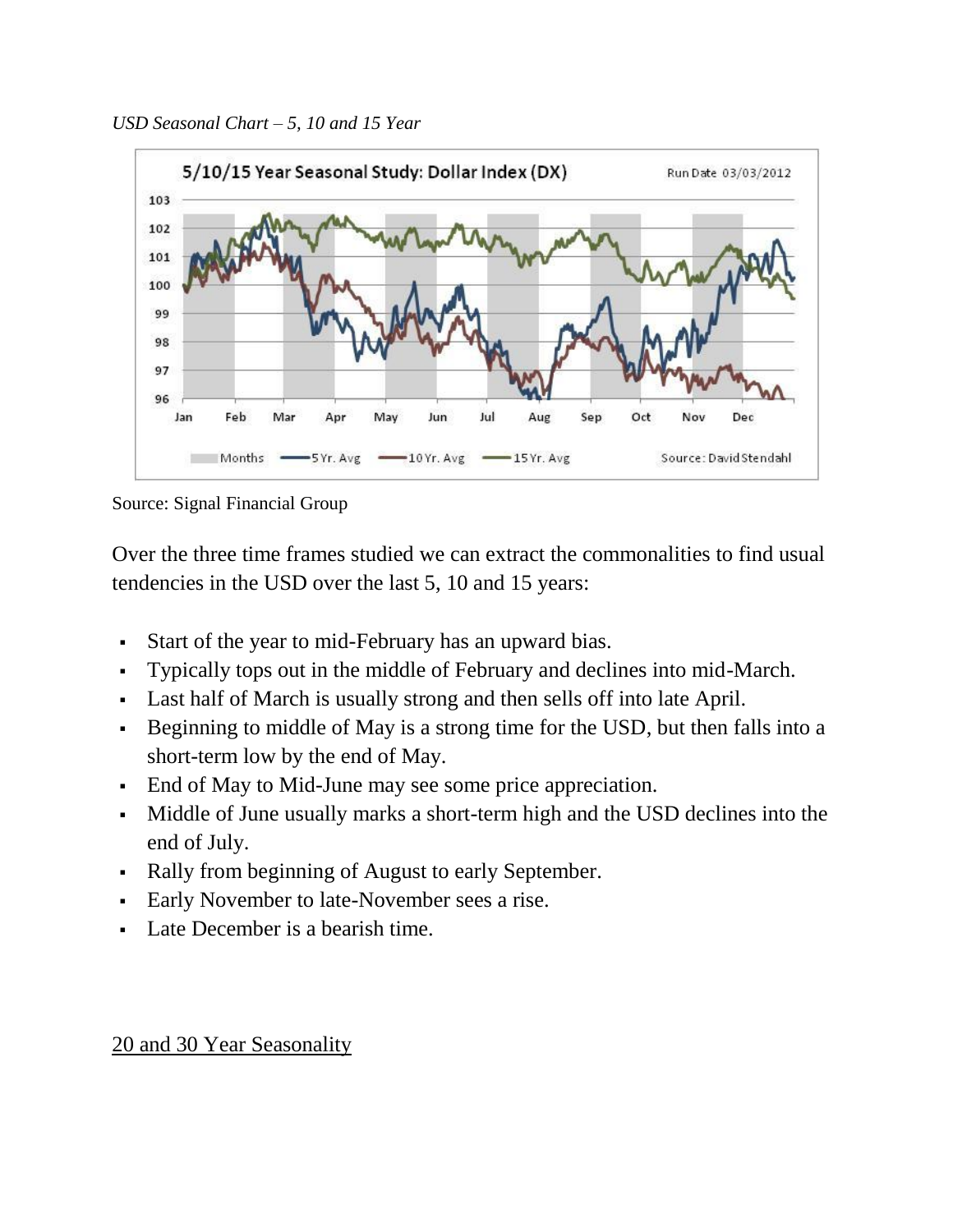*USD Seasonal Chart – 5, 10 and 15 Year*

Source: Signal Financial Group

Over the three time frames studied we can extract the commonalities to find usual tendencies in the USD over the last 5, 10 and 15 years:

- Start of the year to mid-February has an upward bias.
- Typically tops out in the middle of February and declines into mid-March.
- Last half of March is usually strong and then sells off into late April.
- Beginning to middle of May is a strong time for the USD, but then falls into a short-term low by the end of May.
- End of May to Mid-June may see some price appreciation.
- Middle of June usually marks a short-term high and the USD declines into the end of July.
- Rally from beginning of August to early September.
- Early November to late-November sees a rise.
- Late December is a bearish time.

## 20 and 30 Year Seasonality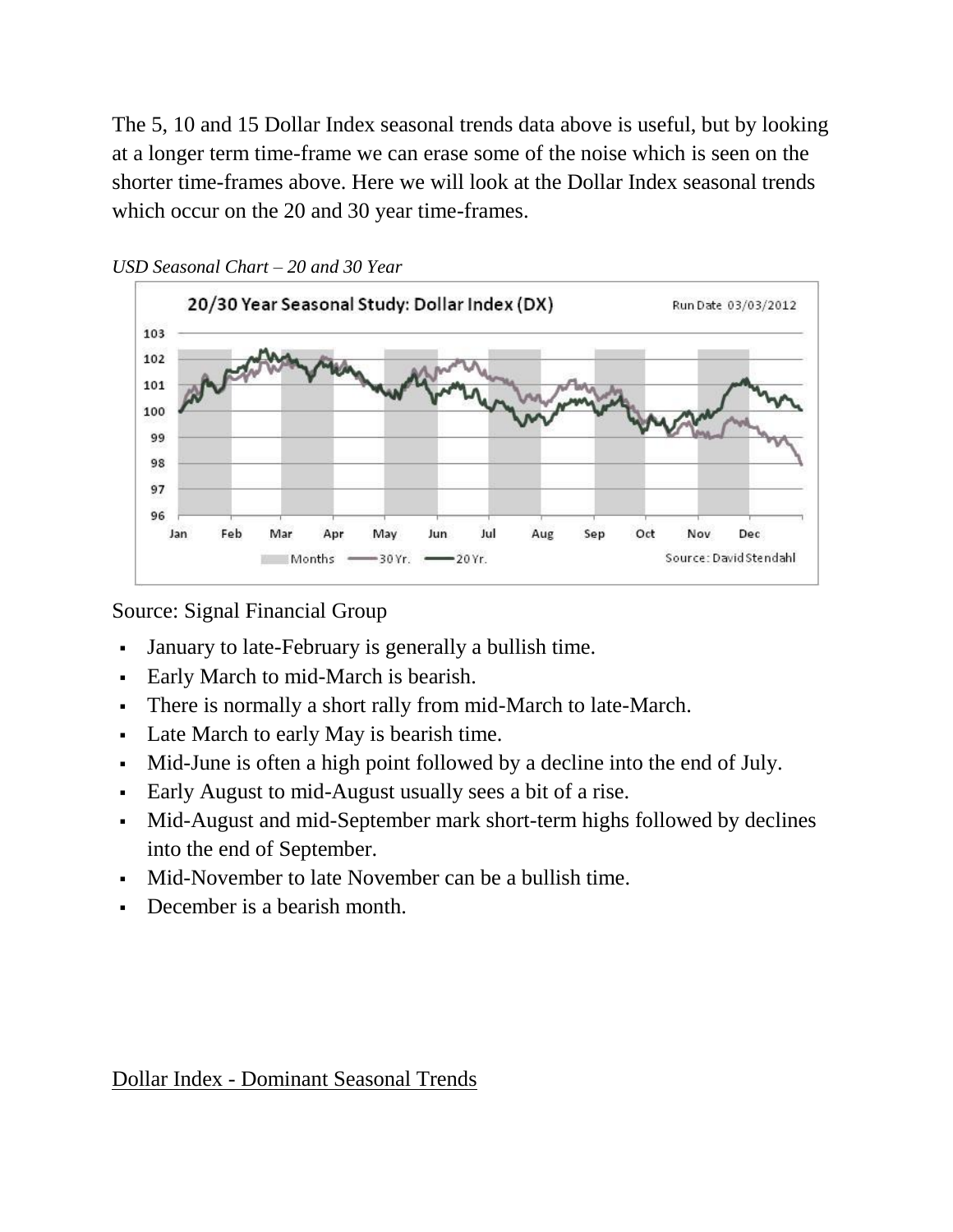The 5, 10 and 15 Dollar Index seasonal trends data above is useful, but by looking at a longer term time-frame we can erase some of the noise which is seen on the shorter time-frames above. Here we will look at the Dollar Index seasonal trends which occur on the 20 and 30 year time-frames.

*USD Seasonal Chart – 20 and 30 Year*

Source: Signal Financial Group

- January to late-February is generally a bullish time.
- Early March to mid-March is bearish.
- There is normally a short rally from mid-March to late-March.
- Late March to early May is bearish time.
- Mid-June is often a high point followed by a decline into the end of July.
- Early August to mid-August usually sees a bit of a rise.
- Mid-August and mid-September mark short-term highs followed by declines into the end of September.
- Mid-November to late November can be a bullish time.
- December is a bearish month.

<u>Dollar Index - Dominant Seasonal Trends</u>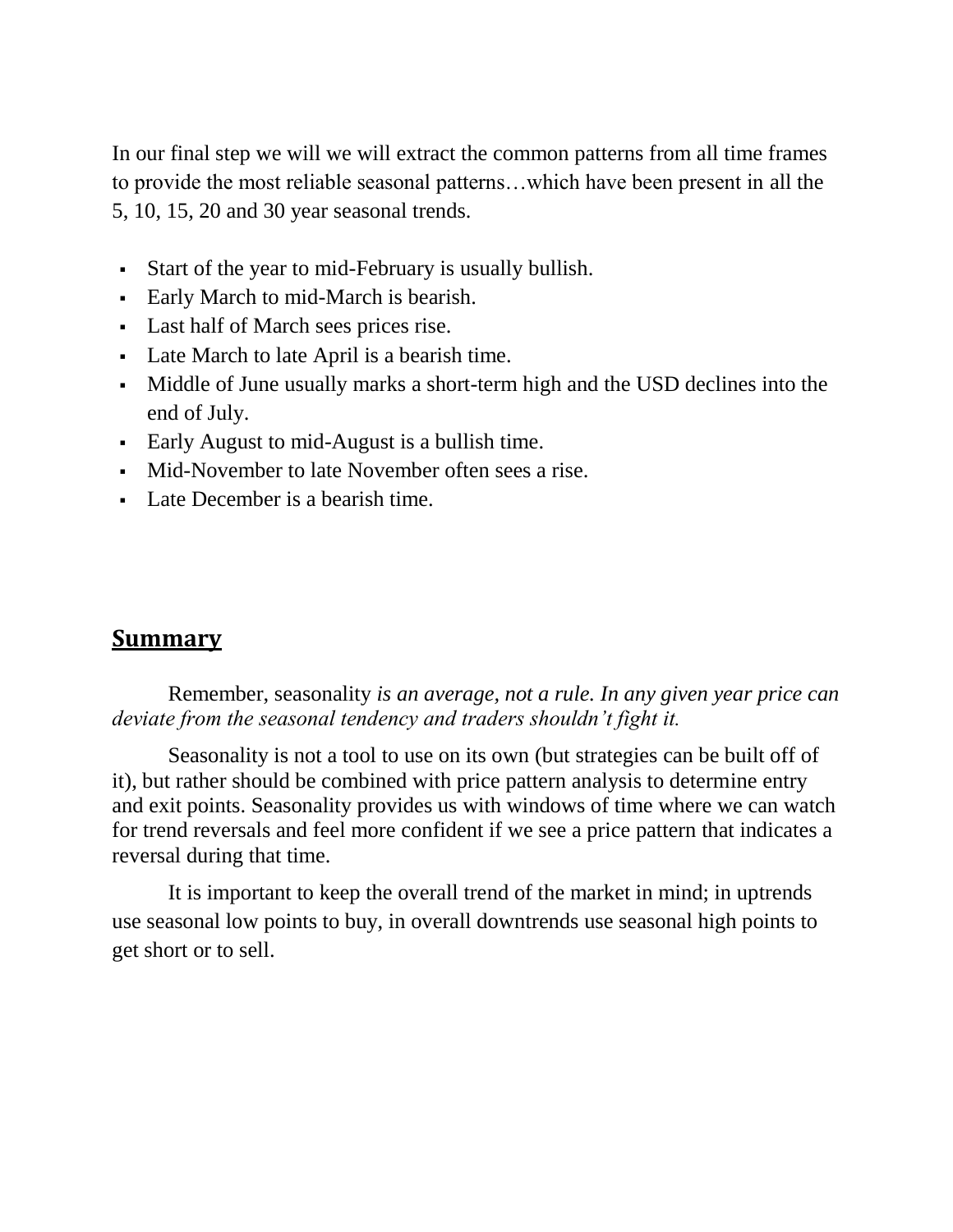In our final step we will we will extract the common patterns from all time frames to provide the most reliable seasonal patterns…which have been present in all the 5, 10, 15, 20 and 30 year seasonal trends.

- Start of the year to mid-February is usually bullish.
- Early March to mid-March is bearish.
- Last half of March sees prices rise.
- Late March to late April is a bearish time.
- Middle of June usually marks a short-term high and the USD declines into the end of July.
- Early August to mid-August is a bullish time.
- Mid-November to late November often sees a rise.
- Late December is a bearish time.

## Summary

Remember, seasonality *is an average, not a rule. In any given year price can deviate from the seasonal tendency and traders shouldn't fight it.*

Seasonality is not a tool to use on its own (but strategies can be built off of it), but rather should be combined with price pattern analysis to determine entry and exit points. Seasonality provides us with windows of time where we can watch for trend reversals and feel more confident if we see a price pattern that indicates a reversal during that time.

It is important to keep the overall trend of the market in mind; in uptrends use seasonal low points to buy, in overall downtrends use seasonal high points to get short or to sell.